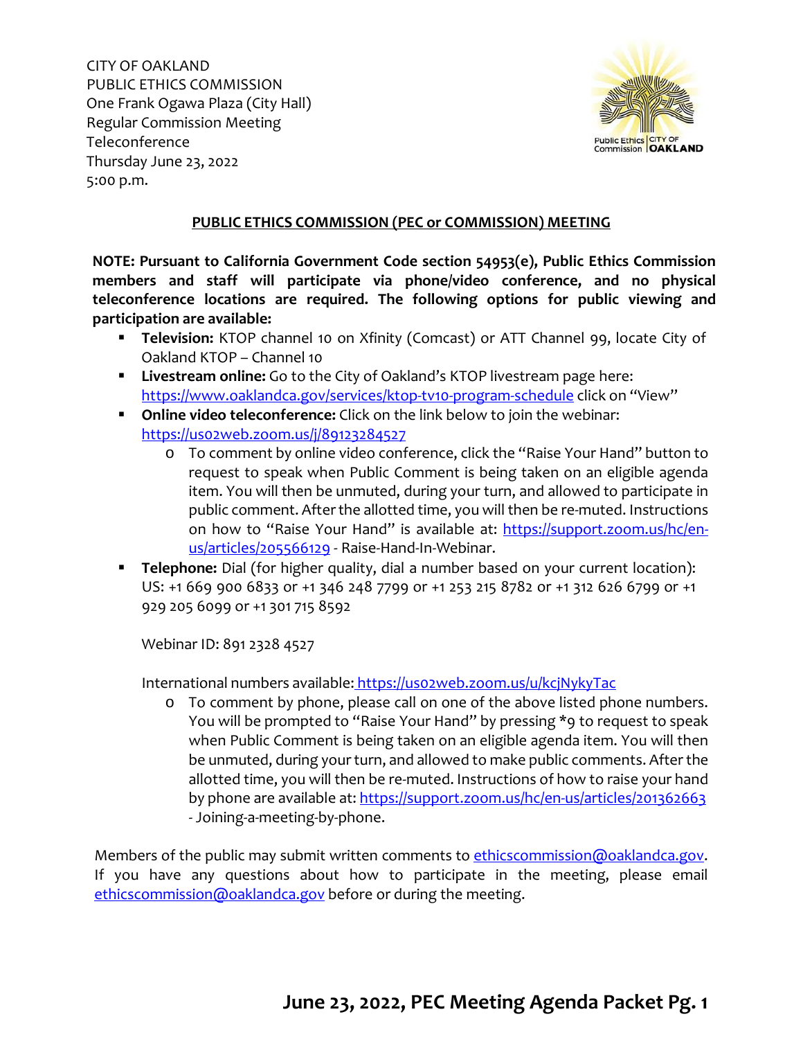CITY OF OAKLAND
PUBLIC ETHICS COMMISSION
One Frank Ogawa Plaza (City Hall)
Regular Commission Meeting
Teleconference
Thursday June 23, 2022
5:00 p.m.

## PUBLIC ETHICS COMMISSION (PEC or COMMISSION) MEETING

**NOTE: Pursuant to California Government Code section 54953(e), Public Ethics Commission members and staff will participate via phone/video conference, and no physical teleconference locations are required. The following options for public viewing and participation are available:**

- **Television:** KTOP channel 10 on Xfinity (Comcast) or ATT Channel 99, locate City of Oakland KTOP – Channel 10
- **Livestream online:** Go to the City of Oakland's KTOP livestream page here: https://www.oaklandca.gov/services/ktop-tv10-program-schedule click on "View"
- **Online video teleconference:** Click on the link below to join the webinar: https://us02web.zoom.us/j/89123284527
  - To comment by online video conference, click the "Raise Your Hand" button to request to speak when Public Comment is being taken on an eligible agenda item. You will then be unmuted, during your turn, and allowed to participate in public comment. After the allotted time, you will then be re-muted. Instructions on how to "Raise Your Hand" is available at: https://support.zoom.us/hc/en-us/articles/205566129 - Raise-Hand-In-Webinar.
- **Telephone:** Dial (for higher quality, dial a number based on your current location): US: +1 669 900 6833 or +1 346 248 7799 or +1 253 215 8782 or +1 312 626 6799 or +1 929 205 6099 or +1 301 715 8592

  Webinar ID: 891 2328 4527

  International numbers available: https://us02web.zoom.us/u/kcjNykyTac
  - To comment by phone, please call on one of the above listed phone numbers. You will be prompted to "Raise Your Hand" by pressing *9 to request to speak when Public Comment is being taken on an eligible agenda item. You will then be unmuted, during your turn, and allowed to make public comments. After the allotted time, you will then be re-muted. Instructions of how to raise your hand by phone are available at: https://support.zoom.us/hc/en-us/articles/201362663 - Joining-a-meeting-by-phone.

Members of the public may submit written comments to ethicscommission@oaklandca.gov. If you have any questions about how to participate in the meeting, please email ethicscommission@oaklandca.gov before or during the meeting.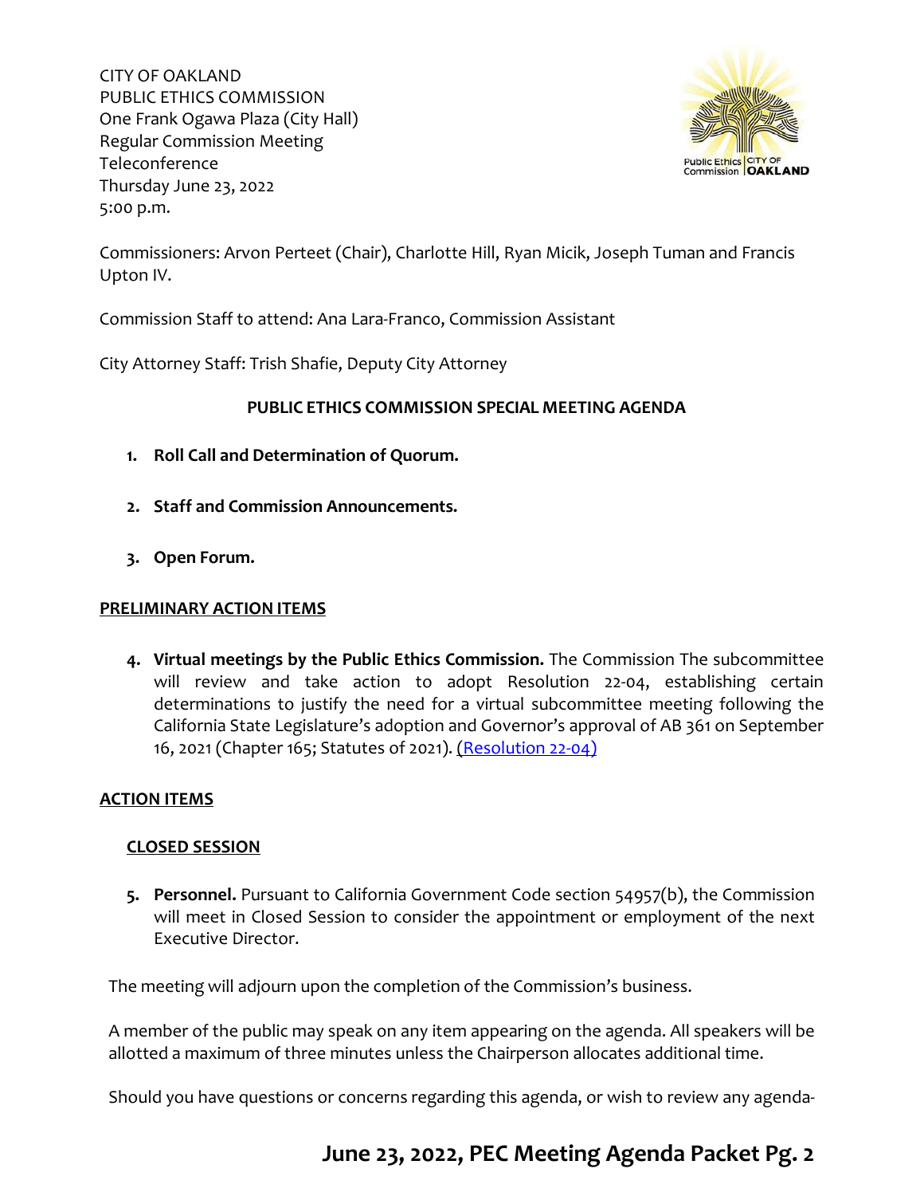CITY OF OAKLAND
PUBLIC ETHICS COMMISSION
One Frank Ogawa Plaza (City Hall)
Regular Commission Meeting
Teleconference
Thursday June 23, 2022
5:00 p.m.

Commissioners: Arvon Perteet (Chair), Charlotte Hill, Ryan Micik, Joseph Tuman and Francis Upton IV.

Commission Staff to attend: Ana Lara-Franco, Commission Assistant

City Attorney Staff: Trish Shafie, Deputy City Attorney

**PUBLIC ETHICS COMMISSION SPECIAL MEETING AGENDA**

1. **Roll Call and Determination of Quorum.**

2. **Staff and Commission Announcements.**

3. **Open Forum.**

**PRELIMINARY ACTION ITEMS**

4. **Virtual meetings by the Public Ethics Commission.** The Commission The subcommittee will review and take action to adopt Resolution 22-04, establishing certain determinations to justify the need for a virtual subcommittee meeting following the California State Legislature's adoption and Governor's approval of AB 361 on September 16, 2021 (Chapter 165; Statutes of 2021). (Resolution 22-04)

**ACTION ITEMS**

**CLOSED SESSION**

5. **Personnel.** Pursuant to California Government Code section 54957(b), the Commission will meet in Closed Session to consider the appointment or employment of the next Executive Director.

The meeting will adjourn upon the completion of the Commission's business.

A member of the public may speak on any item appearing on the agenda. All speakers will be allotted a maximum of three minutes unless the Chairperson allocates additional time.

Should you have questions or concerns regarding this agenda, or wish to review any agenda-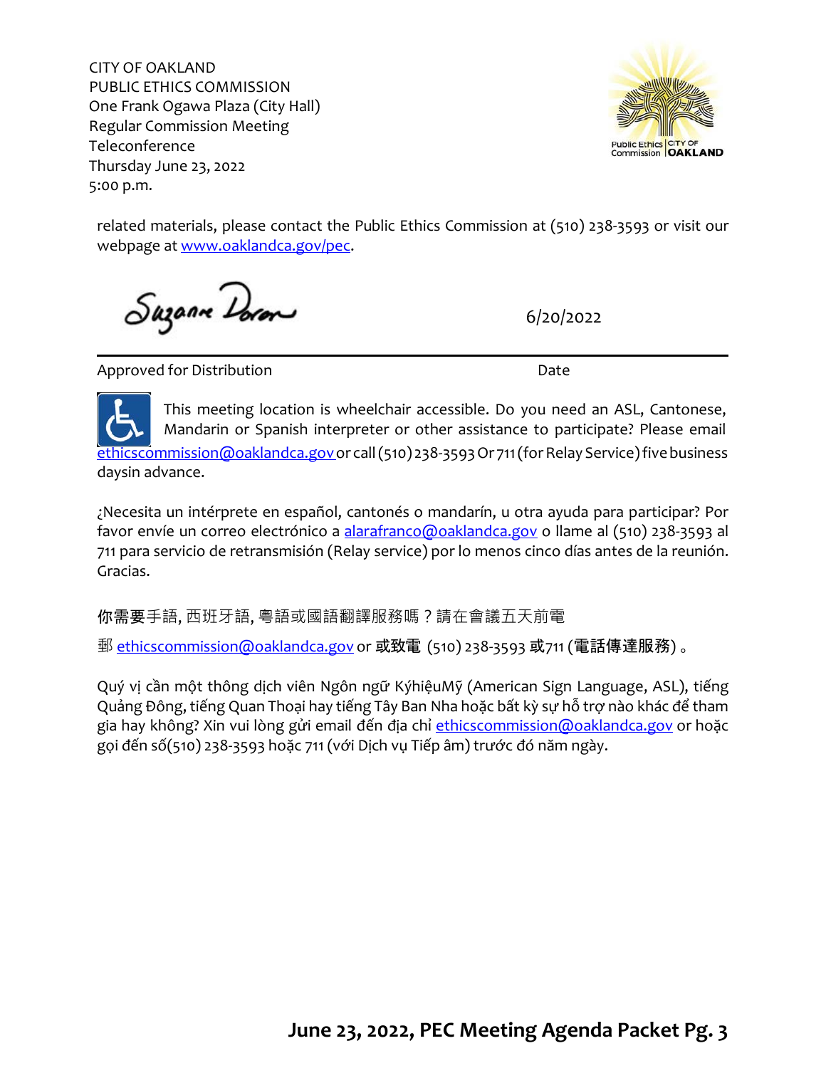CITY OF OAKLAND
PUBLIC ETHICS COMMISSION
One Frank Ogawa Plaza (City Hall)
Regular Commission Meeting
Teleconference
Thursday June 23, 2022
5:00 p.m.

related materials, please contact the Public Ethics Commission at (510) 238-3593 or visit our webpage at www.oaklandca.gov/pec.

Suzanne Doran — 6/20/2022

Approved for Distribution — Date

This meeting location is wheelchair accessible. Do you need an ASL, Cantonese, Mandarin or Spanish interpreter or other assistance to participate? Please email ethicscommission@oaklandca.gov or call (510) 238-3593 Or 711 (for Relay Service) five business daysin advance.

¿Necesita un intérprete en español, cantonés o mandarín, u otra ayuda para participar? Por favor envíe un correo electrónico a alarafranco@oaklandca.gov o llame al (510) 238-3593 al 711 para servicio de retransmisión (Relay service) por lo menos cinco días antes de la reunión. Gracias.

你需要手語, 西班牙語, 粵語或國語翻譯服務嗎？請在會議五天前電郵 ethicscommission@oaklandca.gov or 或致電 (510) 238-3593 或711 (電話傳達服務)。

Quý vị cần một thông dịch viên Ngôn ngữ KýhiệuMỹ (American Sign Language, ASL), tiếng Quảng Đông, tiếng Quan Thoại hay tiếng Tây Ban Nha hoặc bất kỳ sự hỗ trợ nào khác để tham gia hay không? Xin vui lòng gửi email đến địa chỉ ethicscommission@oaklandca.gov or hoặc gọi đến số(510) 238-3593 hoặc 711 (với Dịch vụ Tiếp âm) trước đó năm ngày.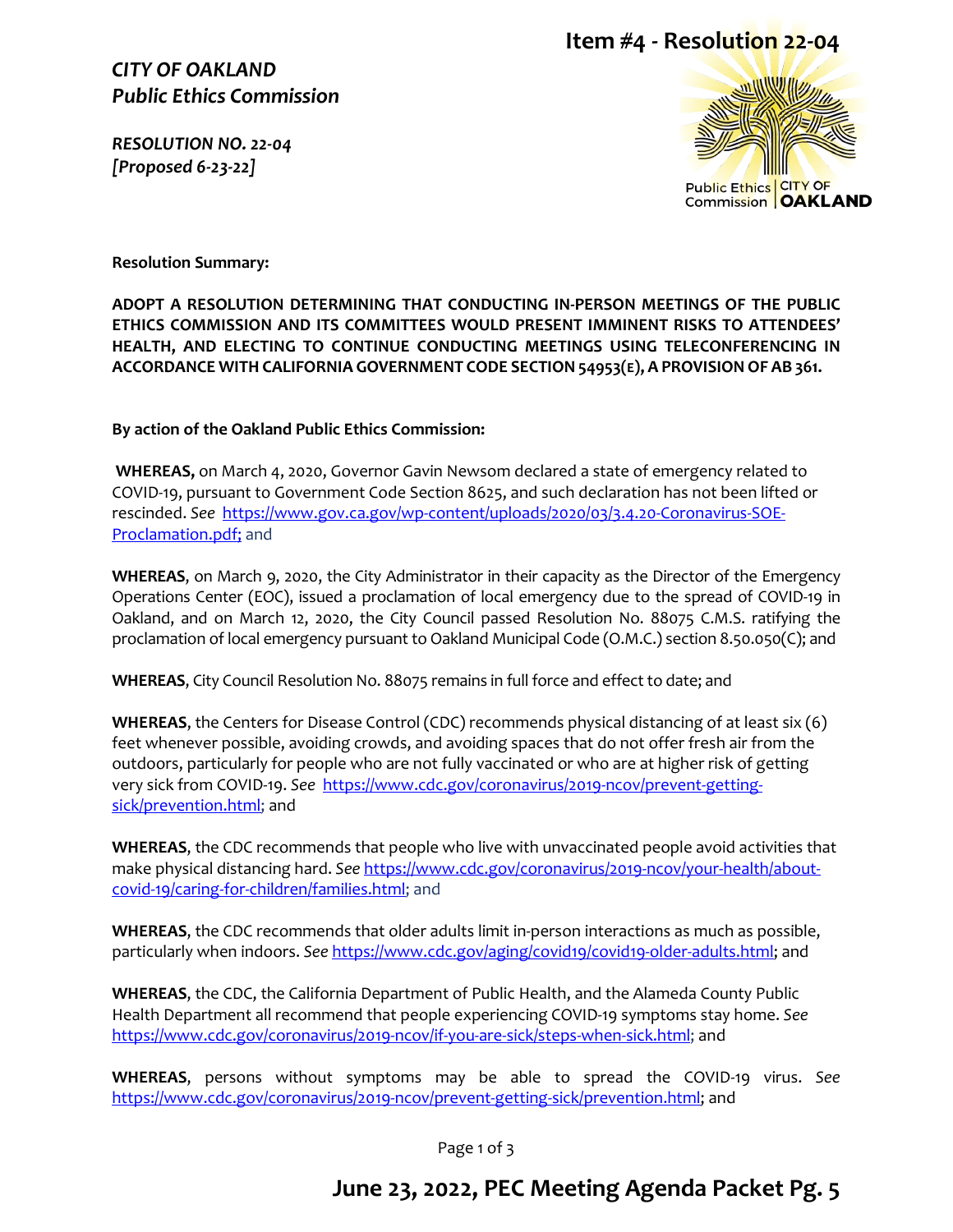# Item #4 - Resolution 22-04

***CITY OF OAKLAND***
***Public Ethics Commission***

***RESOLUTION NO. 22-04***
***[Proposed 6-23-22]***

**Resolution Summary:**

**ADOPT A RESOLUTION DETERMINING THAT CONDUCTING IN-PERSON MEETINGS OF THE PUBLIC ETHICS COMMISSION AND ITS COMMITTEES WOULD PRESENT IMMINENT RISKS TO ATTENDEES' HEALTH, AND ELECTING TO CONTINUE CONDUCTING MEETINGS USING TELECONFERENCING IN ACCORDANCE WITH CALIFORNIA GOVERNMENT CODE SECTION 54953(E), A PROVISION OF AB 361.**

**By action of the Oakland Public Ethics Commission:**

**WHEREAS,** on March 4, 2020, Governor Gavin Newsom declared a state of emergency related to COVID-19, pursuant to Government Code Section 8625, and such declaration has not been lifted or rescinded. *See* https://www.gov.ca.gov/wp-content/uploads/2020/03/3.4.20-Coronavirus-SOE-Proclamation.pdf; and

**WHEREAS**, on March 9, 2020, the City Administrator in their capacity as the Director of the Emergency Operations Center (EOC), issued a proclamation of local emergency due to the spread of COVID-19 in Oakland, and on March 12, 2020, the City Council passed Resolution No. 88075 C.M.S. ratifying the proclamation of local emergency pursuant to Oakland Municipal Code (O.M.C.) section 8.50.050(C); and

**WHEREAS**, City Council Resolution No. 88075 remains in full force and effect to date; and

**WHEREAS**, the Centers for Disease Control (CDC) recommends physical distancing of at least six (6) feet whenever possible, avoiding crowds, and avoiding spaces that do not offer fresh air from the outdoors, particularly for people who are not fully vaccinated or who are at higher risk of getting very sick from COVID-19. *See* https://www.cdc.gov/coronavirus/2019-ncov/prevent-getting-sick/prevention.html; and

**WHEREAS**, the CDC recommends that people who live with unvaccinated people avoid activities that make physical distancing hard. *See* https://www.cdc.gov/coronavirus/2019-ncov/your-health/about-covid-19/caring-for-children/families.html; and

**WHEREAS**, the CDC recommends that older adults limit in-person interactions as much as possible, particularly when indoors. *See* https://www.cdc.gov/aging/covid19/covid19-older-adults.html; and

**WHEREAS**, the CDC, the California Department of Public Health, and the Alameda County Public Health Department all recommend that people experiencing COVID-19 symptoms stay home. *See* https://www.cdc.gov/coronavirus/2019-ncov/if-you-are-sick/steps-when-sick.html; and

**WHEREAS**, persons without symptoms may be able to spread the COVID-19 virus. *See* https://www.cdc.gov/coronavirus/2019-ncov/prevent-getting-sick/prevention.html; and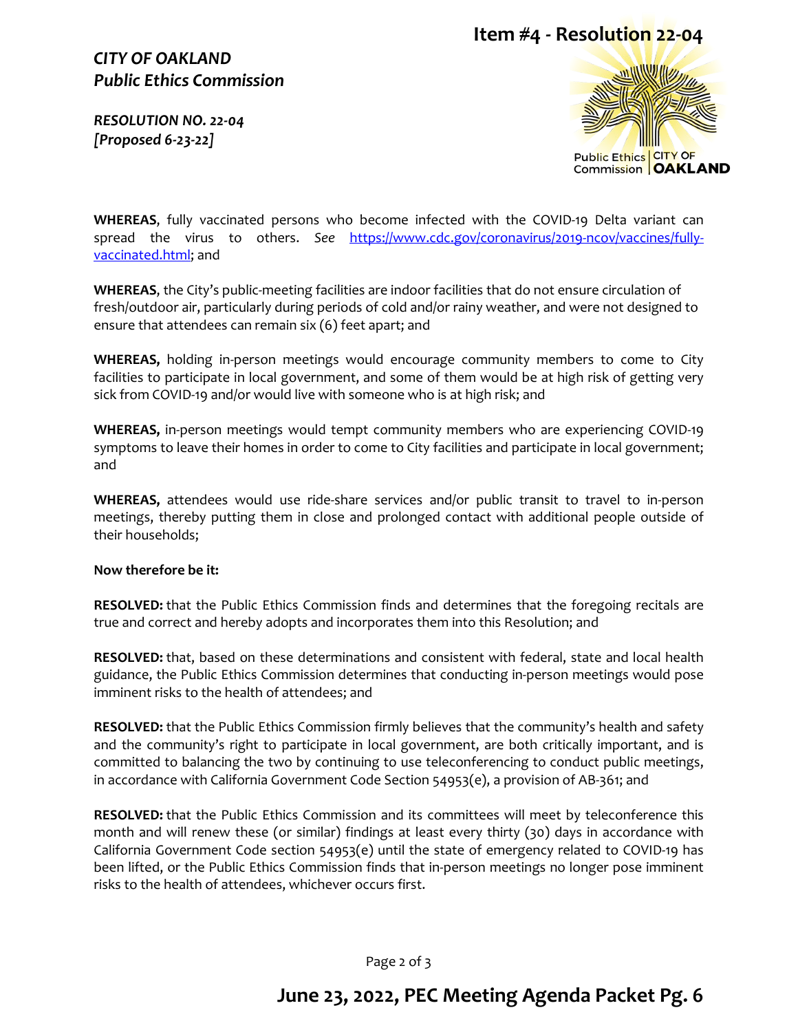**Item #4 - Resolution 22-04**

***CITY OF OAKLAND***
***Public Ethics Commission***

***RESOLUTION NO. 22-04***
***[Proposed 6-23-22]***

**WHEREAS**, fully vaccinated persons who become infected with the COVID-19 Delta variant can spread the virus to others. *See* https://www.cdc.gov/coronavirus/2019-ncov/vaccines/fully-vaccinated.html; and

**WHEREAS**, the City's public-meeting facilities are indoor facilities that do not ensure circulation of fresh/outdoor air, particularly during periods of cold and/or rainy weather, and were not designed to ensure that attendees can remain six (6) feet apart; and

**WHEREAS,** holding in-person meetings would encourage community members to come to City facilities to participate in local government, and some of them would be at high risk of getting very sick from COVID-19 and/or would live with someone who is at high risk; and

**WHEREAS,** in-person meetings would tempt community members who are experiencing COVID-19 symptoms to leave their homes in order to come to City facilities and participate in local government; and

**WHEREAS,** attendees would use ride-share services and/or public transit to travel to in-person meetings, thereby putting them in close and prolonged contact with additional people outside of their households;

**Now therefore be it:**

**RESOLVED:** that the Public Ethics Commission finds and determines that the foregoing recitals are true and correct and hereby adopts and incorporates them into this Resolution; and

**RESOLVED:** that, based on these determinations and consistent with federal, state and local health guidance, the Public Ethics Commission determines that conducting in-person meetings would pose imminent risks to the health of attendees; and

**RESOLVED:** that the Public Ethics Commission firmly believes that the community's health and safety and the community's right to participate in local government, are both critically important, and is committed to balancing the two by continuing to use teleconferencing to conduct public meetings, in accordance with California Government Code Section 54953(e), a provision of AB-361; and

**RESOLVED:** that the Public Ethics Commission and its committees will meet by teleconference this month and will renew these (or similar) findings at least every thirty (30) days in accordance with California Government Code section 54953(e) until the state of emergency related to COVID-19 has been lifted, or the Public Ethics Commission finds that in-person meetings no longer pose imminent risks to the health of attendees, whichever occurs first.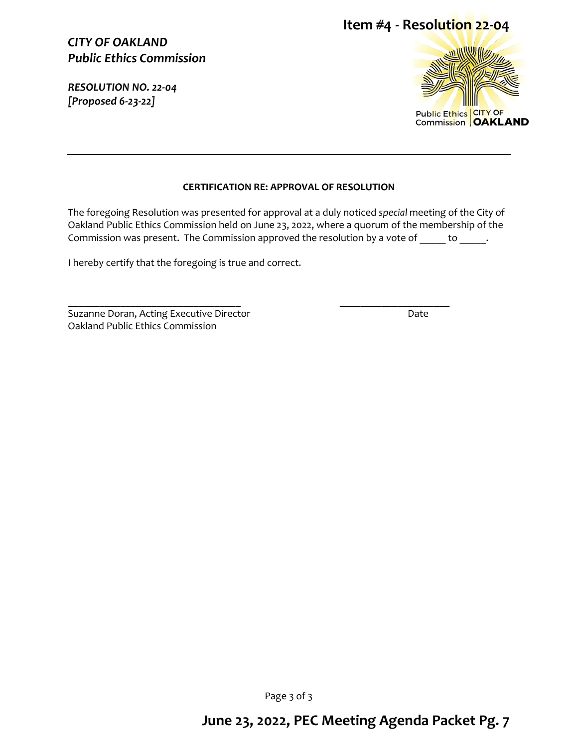*CITY OF OAKLAND*
*Public Ethics Commission*

*RESOLUTION NO. 22-04*
*[Proposed 6-23-22]*

---

**CERTIFICATION RE: APPROVAL OF RESOLUTION**

The foregoing Resolution was presented for approval at a duly noticed *special* meeting of the City of Oakland Public Ethics Commission held on June 23, 2022, where a quorum of the membership of the Commission was present. The Commission approved the resolution by a vote of _____ to _____.

I hereby certify that the foregoing is true and correct.

\_\_\_\_\_\_\_\_\_\_\_\_\_\_\_\_\_\_\_\_\_\_\_\_\_\_\_\_\_\_\_\_\_\_ \_\_\_\_\_\_\_\_\_\_\_\_\_\_\_\_\_\_\_\_\_\_
Suzanne Doran, Acting Executive Director Date
Oakland Public Ethics Commission